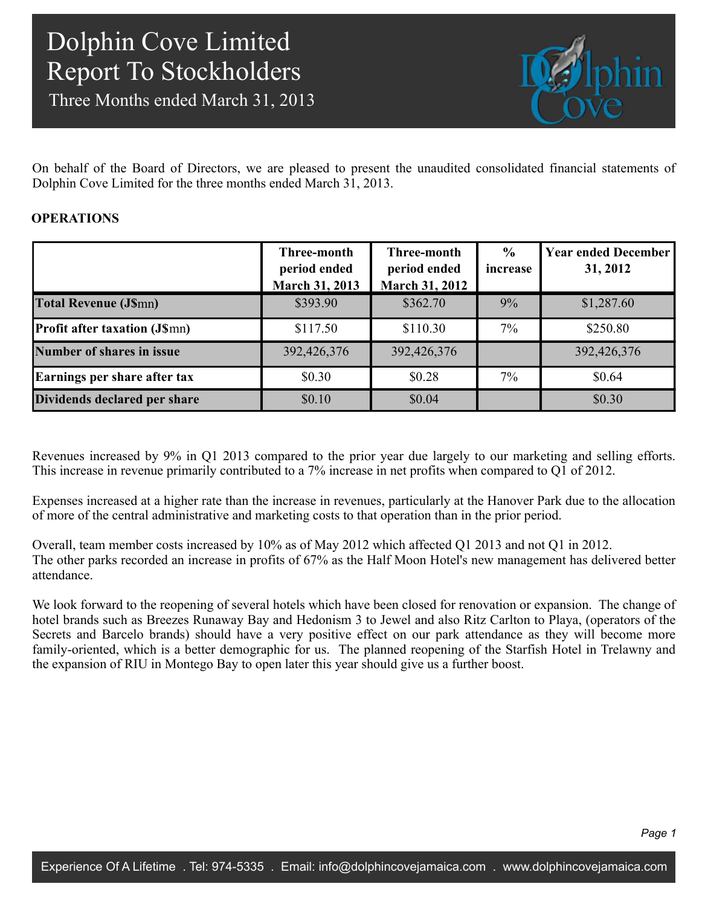# Dolphin Cove Limited
## Report To Stockholders
### Three Months ended March 31, 2013

On behalf of the Board of Directors, we are pleased to present the unaudited consolidated financial statements of Dolphin Cove Limited for the three months ended March 31, 2013.

**OPERATIONS**

| | Three-month period ended March 31, 2013 | Three-month period ended March 31, 2012 | % increase | Year ended December 31, 2012 |
|---|---|---|---|---|
| **Total Revenue (J$mn)** | $393.90 | $362.70 | 9% | $1,287.60 |
| **Profit after taxation (J$mn)** | $117.50 | $110.30 | 7% | $250.80 |
| **Number of shares in issue** | 392,426,376 | 392,426,376 | | 392,426,376 |
| **Earnings per share after tax** | $0.30 | $0.28 | 7% | $0.64 |
| **Dividends declared per share** | $0.10 | $0.04 | | $0.30 |

Revenues increased by 9% in Q1 2013 compared to the prior year due largely to our marketing and selling efforts. This increase in revenue primarily contributed to a 7% increase in net profits when compared to Q1 of 2012.

Expenses increased at a higher rate than the increase in revenues, particularly at the Hanover Park due to the allocation of more of the central administrative and marketing costs to that operation than in the prior period.

Overall, team member costs increased by 10% as of May 2012 which affected Q1 2013 and not Q1 in 2012.
The other parks recorded an increase in profits of 67% as the Half Moon Hotel's new management has delivered better attendance.

We look forward to the reopening of several hotels which have been closed for renovation or expansion. The change of hotel brands such as Breezes Runaway Bay and Hedonism 3 to Jewel and also Ritz Carlton to Playa, (operators of the Secrets and Barcelo brands) should have a very positive effect on our park attendance as they will become more family-oriented, which is a better demographic for us. The planned reopening of the Starfish Hotel in Trelawny and the expansion of RIU in Montego Bay to open later this year should give us a further boost.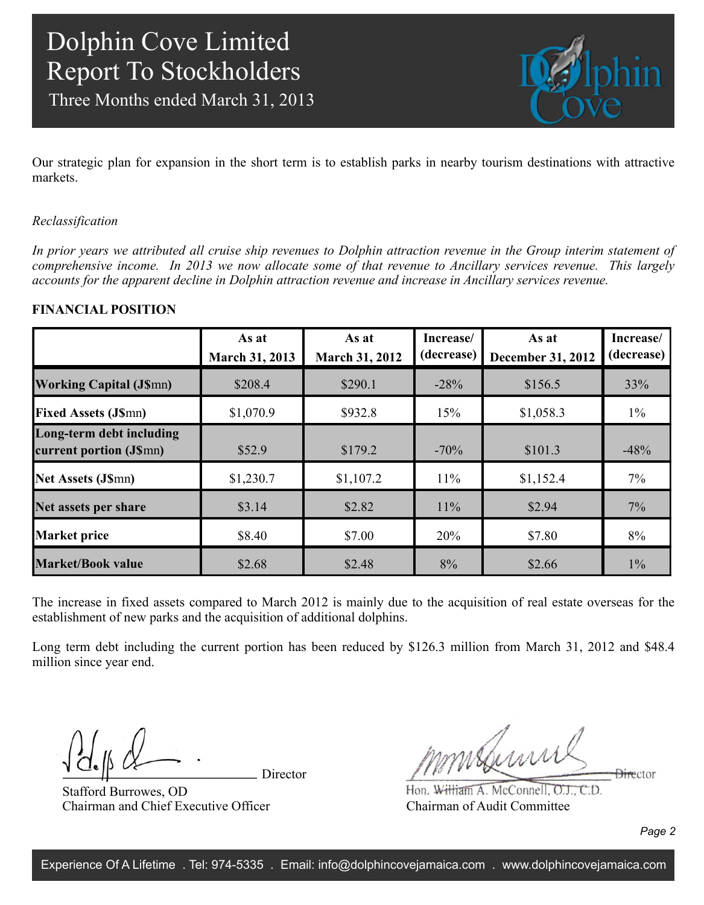Our strategic plan for expansion in the short term is to establish parks in nearby tourism destinations with attractive markets.

*Reclassification*

*In prior years we attributed all cruise ship revenues to Dolphin attraction revenue in the Group interim statement of comprehensive income. In 2013 we now allocate some of that revenue to Ancillary services revenue. This largely accounts for the apparent decline in Dolphin attraction revenue and increase in Ancillary services revenue.*

**FINANCIAL POSITION**

| | As at March 31, 2013 | As at March 31, 2012 | Increase/ (decrease) | As at December 31, 2012 | Increase/ (decrease) |
|---|---|---|---|---|---|
| **Working Capital (J$mn)** | $208.4 | $290.1 | -28% | $156.5 | 33% |
| **Fixed Assets (J$mn)** | $1,070.9 | $932.8 | 15% | $1,058.3 | 1% |
| **Long-term debt including current portion (J$mn)** | $52.9 | $179.2 | -70% | $101.3 | -48% |
| **Net Assets (J$mn)** | $1,230.7 | $1,107.2 | 11% | $1,152.4 | 7% |
| **Net assets per share** | $3.14 | $2.82 | 11% | $2.94 | 7% |
| **Market price** | $8.40 | $7.00 | 20% | $7.80 | 8% |
| **Market/Book value** | $2.68 | $2.48 | 8% | $2.66 | 1% |

The increase in fixed assets compared to March 2012 is mainly due to the acquisition of real estate overseas for the establishment of new parks and the acquisition of additional dolphins.

Long term debt including the current portion has been reduced by $126.3 million from March 31, 2012 and $48.4 million since year end.

Director

Stafford Burrowes, OD
Chairman and Chief Executive Officer

Director

Hon. William A. McConnell, O.J., C.D.
Chairman of Audit Committee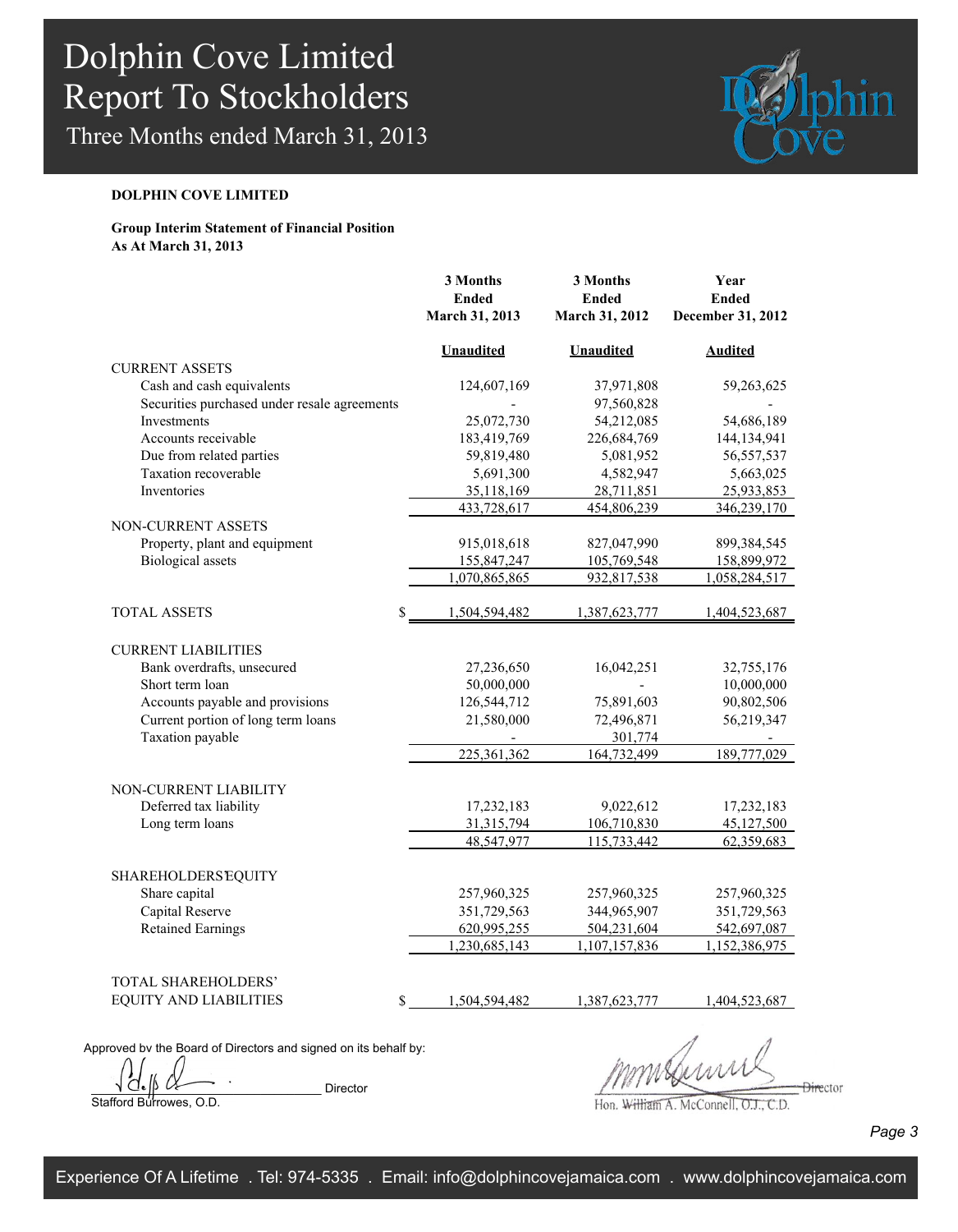# Dolphin Cove Limited
# Report To Stockholders
## Three Months ended March 31, 2013

**DOLPHIN COVE LIMITED**

**Group Interim Statement of Financial Position**
**As At March 31, 2013**

| | 3 Months Ended March 31, 2013 | 3 Months Ended March 31, 2012 | Year Ended December 31, 2012 |
|---|---|---|---|
| | **Unaudited** | **Unaudited** | **Audited** |
| CURRENT ASSETS | | | |
| Cash and cash equivalents | 124,607,169 | 37,971,808 | 59,263,625 |
| Securities purchased under resale agreements | - | 97,560,828 | - |
| Investments | 25,072,730 | 54,212,085 | 54,686,189 |
| Accounts receivable | 183,419,769 | 226,684,769 | 144,134,941 |
| Due from related parties | 59,819,480 | 5,081,952 | 56,557,537 |
| Taxation recoverable | 5,691,300 | 4,582,947 | 5,663,025 |
| Inventories | 35,118,169 | 28,711,851 | 25,933,853 |
| | 433,728,617 | 454,806,239 | 346,239,170 |
| NON-CURRENT ASSETS | | | |
| Property, plant and equipment | 915,018,618 | 827,047,990 | 899,384,545 |
| Biological assets | 155,847,247 | 105,769,548 | 158,899,972 |
| | 1,070,865,865 | 932,817,538 | 1,058,284,517 |
| TOTAL ASSETS | $ 1,504,594,482 | 1,387,623,777 | 1,404,523,687 |
| CURRENT LIABILITIES | | | |
| Bank overdrafts, unsecured | 27,236,650 | 16,042,251 | 32,755,176 |
| Short term loan | 50,000,000 | - | 10,000,000 |
| Accounts payable and provisions | 126,544,712 | 75,891,603 | 90,802,506 |
| Current portion of long term loans | 21,580,000 | 72,496,871 | 56,219,347 |
| Taxation payable | - | 301,774 | - |
| | 225,361,362 | 164,732,499 | 189,777,029 |
| NON-CURRENT LIABILITY | | | |
| Deferred tax liability | 17,232,183 | 9,022,612 | 17,232,183 |
| Long term loans | 31,315,794 | 106,710,830 | 45,127,500 |
| | 48,547,977 | 115,733,442 | 62,359,683 |
| SHAREHOLDERS' EQUITY | | | |
| Share capital | 257,960,325 | 257,960,325 | 257,960,325 |
| Capital Reserve | 351,729,563 | 344,965,907 | 351,729,563 |
| Retained Earnings | 620,995,255 | 504,231,604 | 542,697,087 |
| | 1,230,685,143 | 1,107,157,836 | 1,152,386,975 |
| TOTAL SHAREHOLDERS' EQUITY AND LIABILITIES | $ 1,504,594,482 | 1,387,623,777 | 1,404,523,687 |

Approved by the Board of Directors and signed on its behalf by:

Stafford Burrowes, O.D. — Director

Hon. William A. McConnell, O.J., C.D. — Director

Experience Of A Lifetime . Tel: 974-5335 . Email: info@dolphincovejamaica.com . www.dolphincovejamaica.com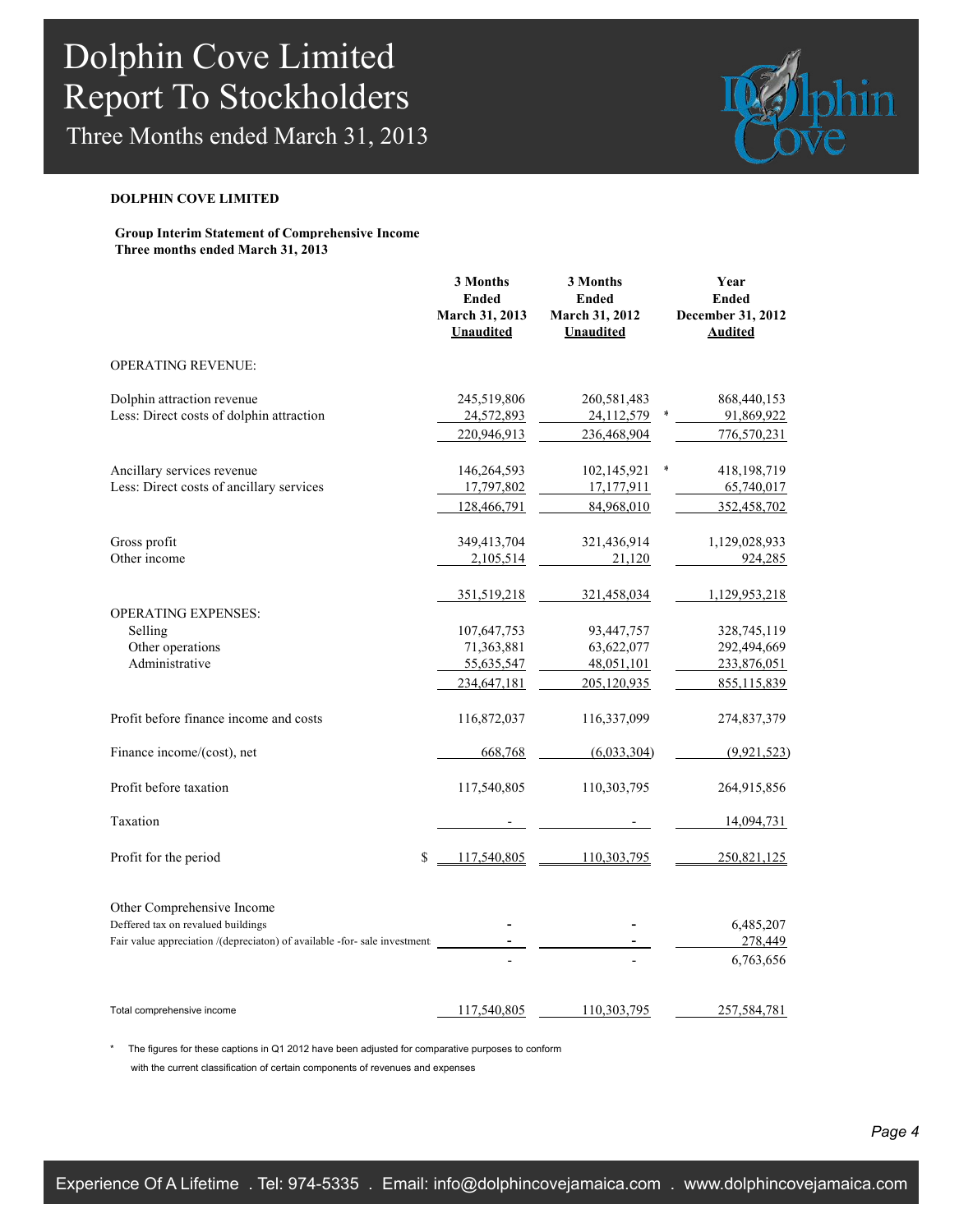# Dolphin Cove Limited
# Report To Stockholders
## Three Months ended March 31, 2013

**DOLPHIN COVE LIMITED**

**Group Interim Statement of Comprehensive Income**
**Three months ended March 31, 2013**

| | 3 Months Ended March 31, 2013 Unaudited | 3 Months Ended March 31, 2012 Unaudited | Year Ended December 31, 2012 Audited |
|---|---|---|---|
| OPERATING REVENUE: | | | |
| Dolphin attraction revenue | 245,519,806 | 260,581,483 | 868,440,153 |
| Less: Direct costs of dolphin attraction | 24,572,893 | 24,112,579 * | 91,869,922 |
| | 220,946,913 | 236,468,904 | 776,570,231 |
| Ancillary services revenue | 146,264,593 | 102,145,921 * | 418,198,719 |
| Less: Direct costs of ancillary services | 17,797,802 | 17,177,911 | 65,740,017 |
| | 128,466,791 | 84,968,010 | 352,458,702 |
| Gross profit | 349,413,704 | 321,436,914 | 1,129,028,933 |
| Other income | 2,105,514 | 21,120 | 924,285 |
| | 351,519,218 | 321,458,034 | 1,129,953,218 |
| OPERATING EXPENSES: | | | |
| Selling | 107,647,753 | 93,447,757 | 328,745,119 |
| Other operations | 71,363,881 | 63,622,077 | 292,494,669 |
| Administrative | 55,635,547 | 48,051,101 | 233,876,051 |
| | 234,647,181 | 205,120,935 | 855,115,839 |
| Profit before finance income and costs | 116,872,037 | 116,337,099 | 274,837,379 |
| Finance income/(cost), net | 668,768 | (6,033,304) | (9,921,523) |
| Profit before taxation | 117,540,805 | 110,303,795 | 264,915,856 |
| Taxation | - | - | 14,094,731 |
| Profit for the period | $ 117,540,805 | 110,303,795 | 250,821,125 |
| Other Comprehensive Income | | | |
| Deffered tax on revalued buildings | - | - | 6,485,207 |
| Fair value appreciation /(depreciaton) of available -for- sale investment | - | - | 278,449 |
| | - | - | 6,763,656 |
| Total comprehensive income | 117,540,805 | 110,303,795 | 257,584,781 |

\* The figures for these captions in Q1 2012 have been adjusted for comparative purposes to conform with the current classification of certain components of revenues and expenses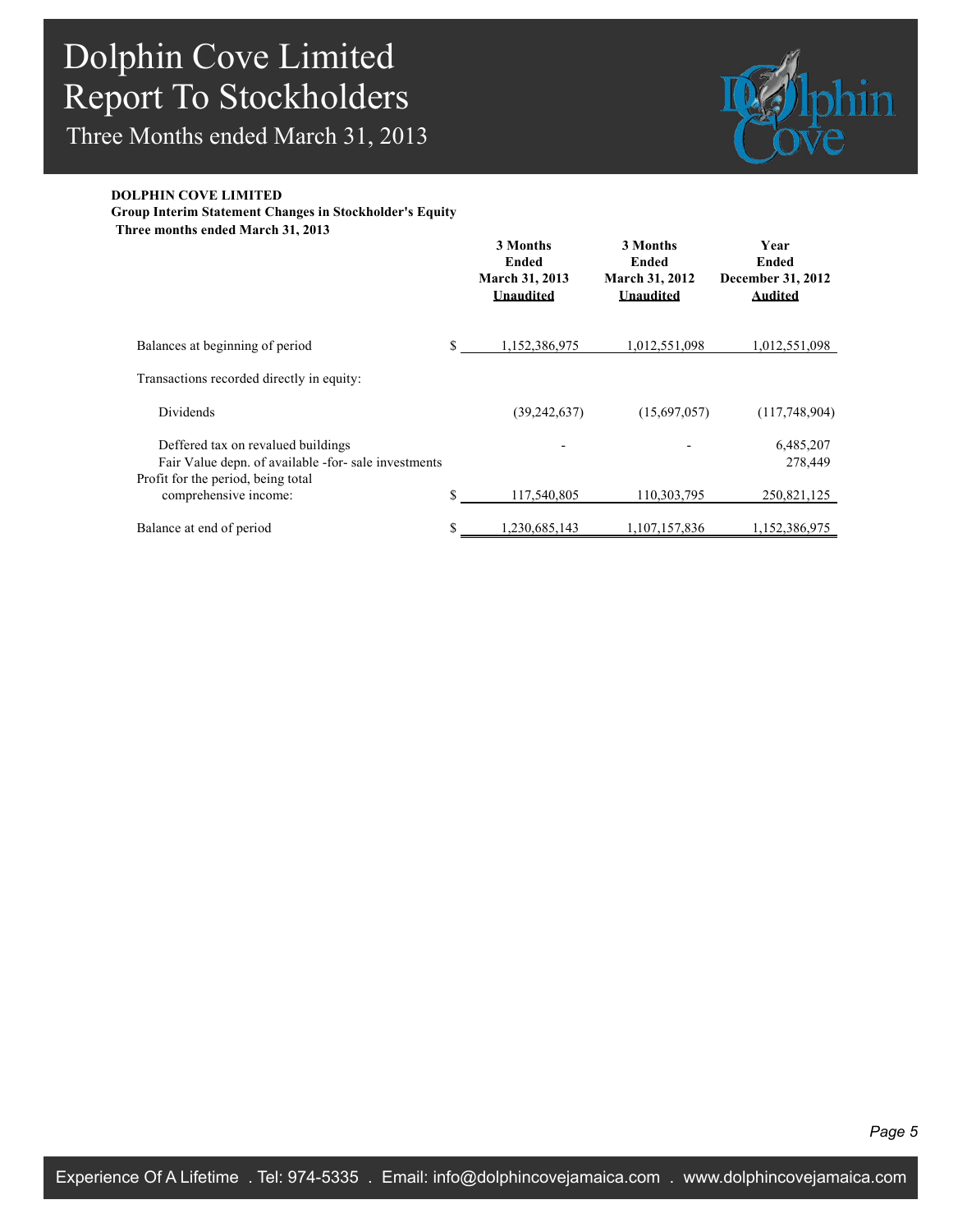# Dolphin Cove Limited
## Report To Stockholders
### Three Months ended March 31, 2013

**DOLPHIN COVE LIMITED**
**Group Interim Statement Changes in Stockholder's Equity**
**Three months ended March 31, 2013**

| | | 3 Months Ended March 31, 2013 <u>Unaudited</u> | 3 Months Ended March 31, 2012 <u>Unaudited</u> | Year Ended December 31, 2012 <u>Audited</u> |
|---|---|---|---|---|
| Balances at beginning of period | $ | 1,152,386,975 | 1,012,551,098 | 1,012,551,098 |
| Transactions recorded directly in equity: | | | | |
| Dividends | | (39,242,637) | (15,697,057) | (117,748,904) |
| Deffered tax on revalued buildings | | - | - | 6,485,207 |
| Fair Value depn. of available -for- sale investments | | | | 278,449 |
| Profit for the period, being total comprehensive income: | $ | 117,540,805 | 110,303,795 | 250,821,125 |
| Balance at end of period | $ | 1,230,685,143 | 1,107,157,836 | 1,152,386,975 |

Experience Of A Lifetime . Tel: 974-5335 . Email: info@dolphincovejamaica.com . www.dolphincovejamaica.com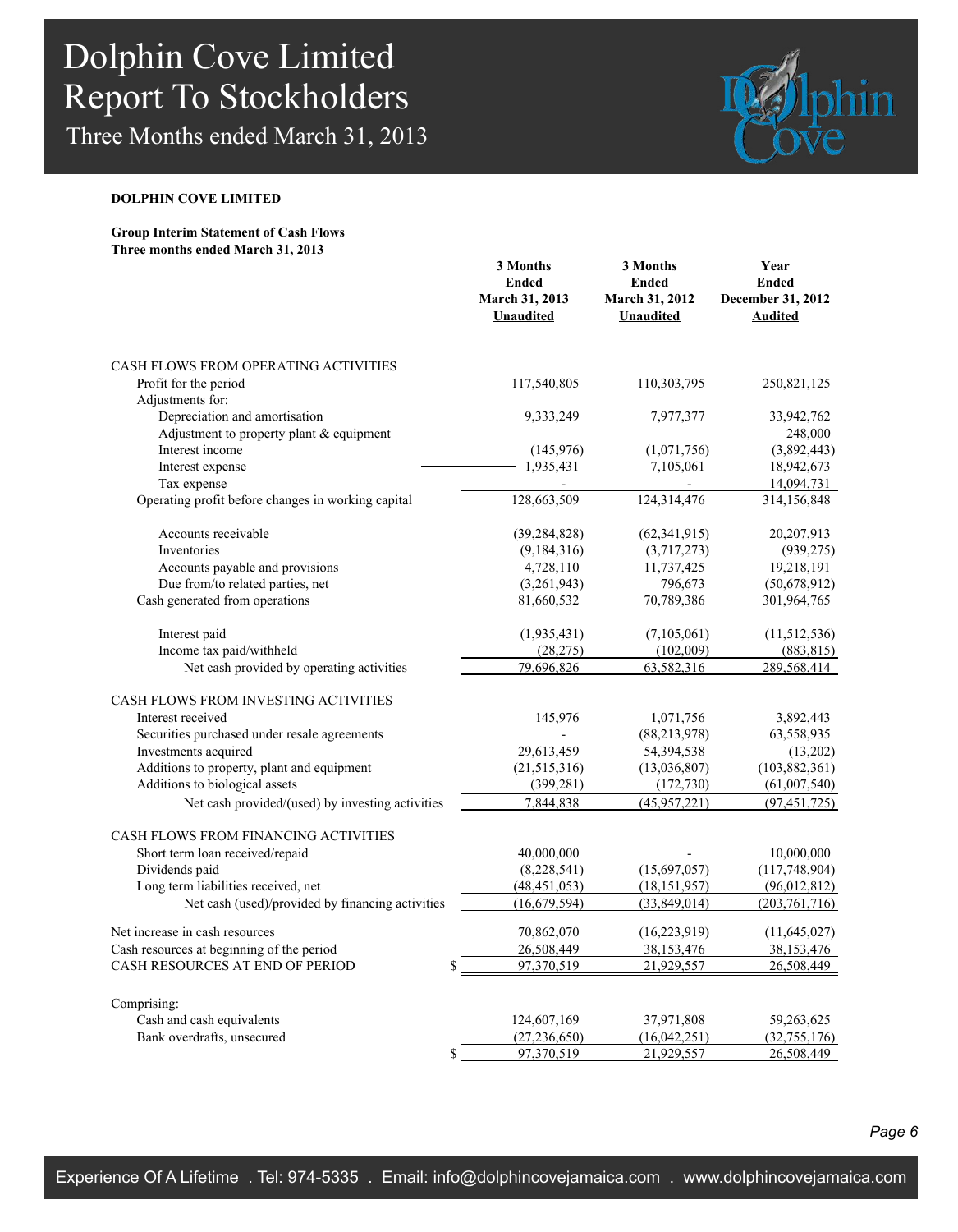**DOLPHIN COVE LIMITED**

**Group Interim Statement of Cash Flows**
**Three months ended March 31, 2013**

| | 3 Months Ended March 31, 2013 Unaudited | 3 Months Ended March 31, 2012 Unaudited | Year Ended December 31, 2012 Audited |
|---|---|---|---|
| CASH FLOWS FROM OPERATING ACTIVITIES | | | |
| Profit for the period | 117,540,805 | 110,303,795 | 250,821,125 |
| Adjustments for: | | | |
| Depreciation and amortisation | 9,333,249 | 7,977,377 | 33,942,762 |
| Adjustment to property plant & equipment | | | 248,000 |
| Interest income | (145,976) | (1,071,756) | (3,892,443) |
| Interest expense | 1,935,431 | 7,105,061 | 18,942,673 |
| Tax expense | - | - | 14,094,731 |
| Operating profit before changes in working capital | 128,663,509 | 124,314,476 | 314,156,848 |
| Accounts receivable | (39,284,828) | (62,341,915) | 20,207,913 |
| Inventories | (9,184,316) | (3,717,273) | (939,275) |
| Accounts payable and provisions | 4,728,110 | 11,737,425 | 19,218,191 |
| Due from/to related parties, net | (3,261,943) | 796,673 | (50,678,912) |
| Cash generated from operations | 81,660,532 | 70,789,386 | 301,964,765 |
| Interest paid | (1,935,431) | (7,105,061) | (11,512,536) |
| Income tax paid/withheld | (28,275) | (102,009) | (883,815) |
| Net cash provided by operating activities | 79,696,826 | 63,582,316 | 289,568,414 |
| CASH FLOWS FROM INVESTING ACTIVITIES | | | |
| Interest received | 145,976 | 1,071,756 | 3,892,443 |
| Securities purchased under resale agreements | - | (88,213,978) | 63,558,935 |
| Investments acquired | 29,613,459 | 54,394,538 | (13,202) |
| Additions to property, plant and equipment | (21,515,316) | (13,036,807) | (103,882,361) |
| Additions to biological assets | (399,281) | (172,730) | (61,007,540) |
| Net cash provided/(used) by investing activities | 7,844,838 | (45,957,221) | (97,451,725) |
| CASH FLOWS FROM FINANCING ACTIVITIES | | | |
| Short term loan received/repaid | 40,000,000 | - | 10,000,000 |
| Dividends paid | (8,228,541) | (15,697,057) | (117,748,904) |
| Long term liabilities received, net | (48,451,053) | (18,151,957) | (96,012,812) |
| Net cash (used)/provided by financing activities | (16,679,594) | (33,849,014) | (203,761,716) |
| Net increase in cash resources | 70,862,070 | (16,223,919) | (11,645,027) |
| Cash resources at beginning of the period | 26,508,449 | 38,153,476 | 38,153,476 |
| CASH RESOURCES AT END OF PERIOD | $ 97,370,519 | 21,929,557 | 26,508,449 |
| Comprising: | | | |
| Cash and cash equivalents | 124,607,169 | 37,971,808 | 59,263,625 |
| Bank overdrafts, unsecured | (27,236,650) | (16,042,251) | (32,755,176) |
| | $ 97,370,519 | 21,929,557 | 26,508,449 |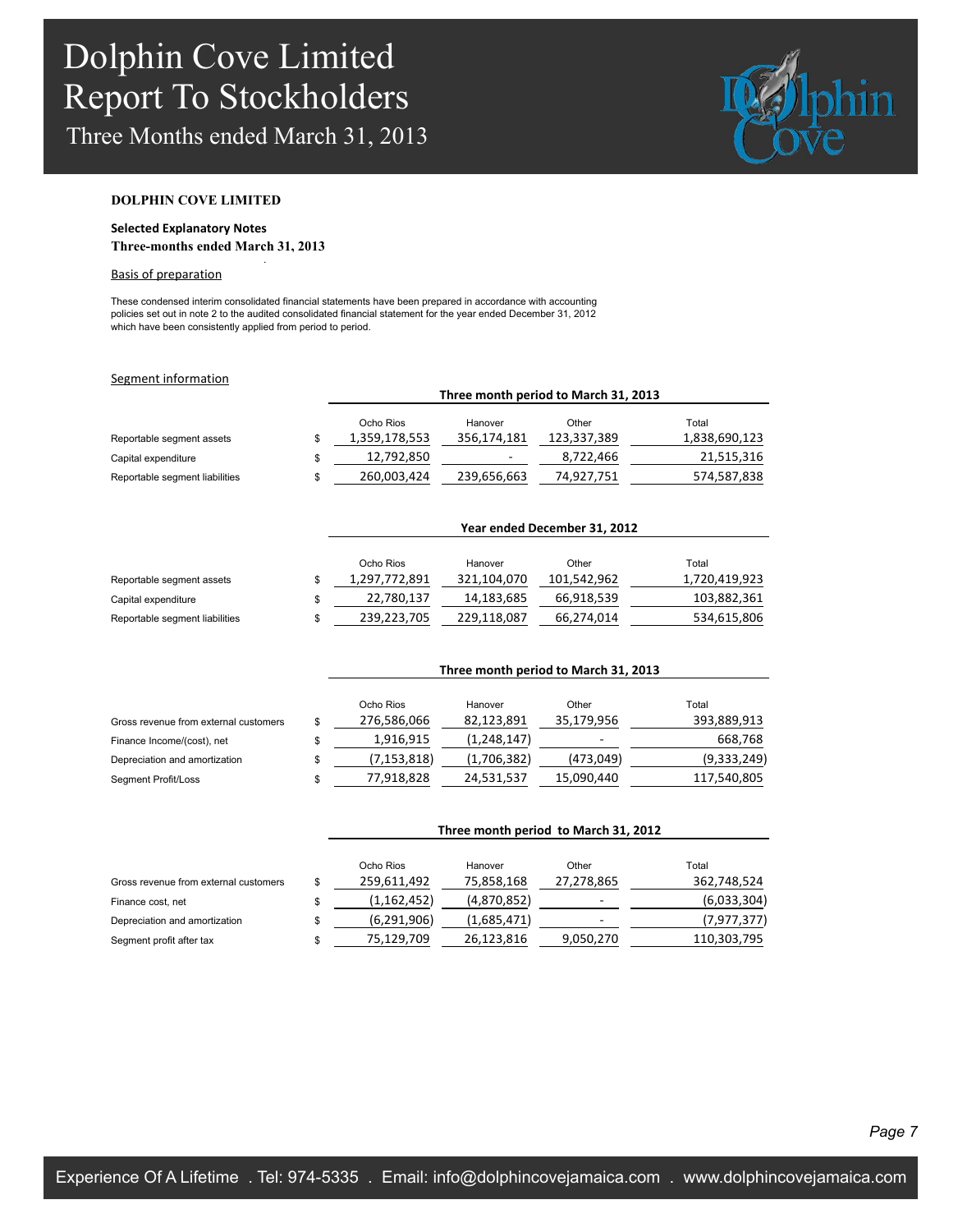**DOLPHIN COVE LIMITED**

**Selected Explanatory Notes**

**Three-months ended March 31, 2013**

Basis of preparation

These condensed interim consolidated financial statements have been prepared in accordance with accounting policies set out in note 2 to the audited consolidated financial statement for the year ended December 31, 2012 which have been consistently applied from period to period.

Segment information

| | | **Three month period to March 31, 2013** | | | |
|---|---|---|---|---|---|
| | | Ocho Rios | Hanover | Other | Total |
| Reportable segment assets | $ | 1,359,178,553 | 356,174,181 | 123,337,389 | 1,838,690,123 |
| Capital expenditure | $ | 12,792,850 | - | 8,722,466 | 21,515,316 |
| Reportable segment liabilities | $ | 260,003,424 | 239,656,663 | 74,927,751 | 574,587,838 |

| | | **Year ended December 31, 2012** | | | |
|---|---|---|---|---|---|
| | | Ocho Rios | Hanover | Other | Total |
| Reportable segment assets | $ | 1,297,772,891 | 321,104,070 | 101,542,962 | 1,720,419,923 |
| Capital expenditure | $ | 22,780,137 | 14,183,685 | 66,918,539 | 103,882,361 |
| Reportable segment liabilities | $ | 239,223,705 | 229,118,087 | 66,274,014 | 534,615,806 |

| | | **Three month period to March 31, 2013** | | | |
|---|---|---|---|---|---|
| | | Ocho Rios | Hanover | Other | Total |
| Gross revenue from external customers | $ | 276,586,066 | 82,123,891 | 35,179,956 | 393,889,913 |
| Finance Income/(cost), net | $ | 1,916,915 | (1,248,147) | - | 668,768 |
| Depreciation and amortization | $ | (7,153,818) | (1,706,382) | (473,049) | (9,333,249) |
| Segment Profit/Loss | $ | 77,918,828 | 24,531,537 | 15,090,440 | 117,540,805 |

| | | **Three month period to March 31, 2012** | | | |
|---|---|---|---|---|---|
| | | Ocho Rios | Hanover | Other | Total |
| Gross revenue from external customers | $ | 259,611,492 | 75,858,168 | 27,278,865 | 362,748,524 |
| Finance cost, net | $ | (1,162,452) | (4,870,852) | - | (6,033,304) |
| Depreciation and amortization | $ | (6,291,906) | (1,685,471) | - | (7,977,377) |
| Segment profit after tax | $ | 75,129,709 | 26,123,816 | 9,050,270 | 110,303,795 |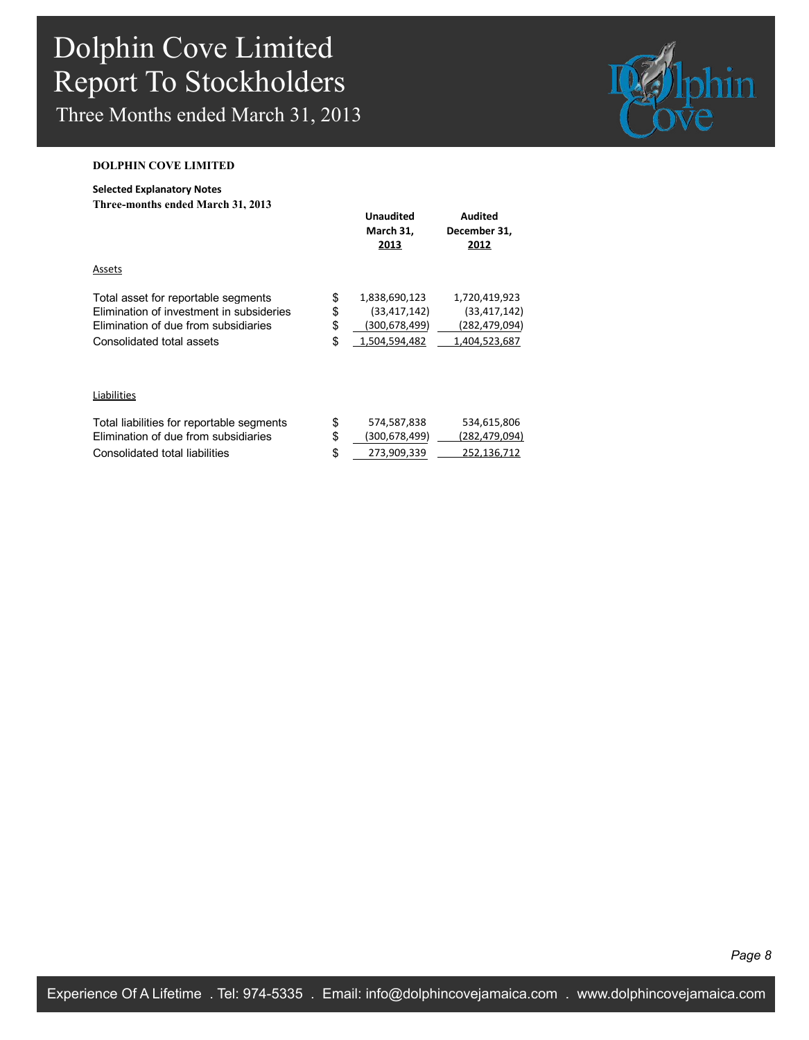**DOLPHIN COVE LIMITED**

**Selected Explanatory Notes**

**Three-months ended March 31, 2013**

| | | Unaudited March 31, 2013 | Audited December 31, 2012 |
|---|---|---|---|
| Assets | | | |
| Total asset for reportable segments | $ | 1,838,690,123 | 1,720,419,923 |
| Elimination of investment in subsideries | $ | (33,417,142) | (33,417,142) |
| Elimination of due from subsidiaries | $ | (300,678,499) | (282,479,094) |
| Consolidated total assets | $ | 1,504,594,482 | 1,404,523,687 |
| | | | |
| Liabilities | | | |
| Total liabilities for reportable segments | $ | 574,587,838 | 534,615,806 |
| Elimination of due from subsidiaries | $ | (300,678,499) | (282,479,094) |
| Consolidated total liabilities | $ | 273,909,339 | 252,136,712 |